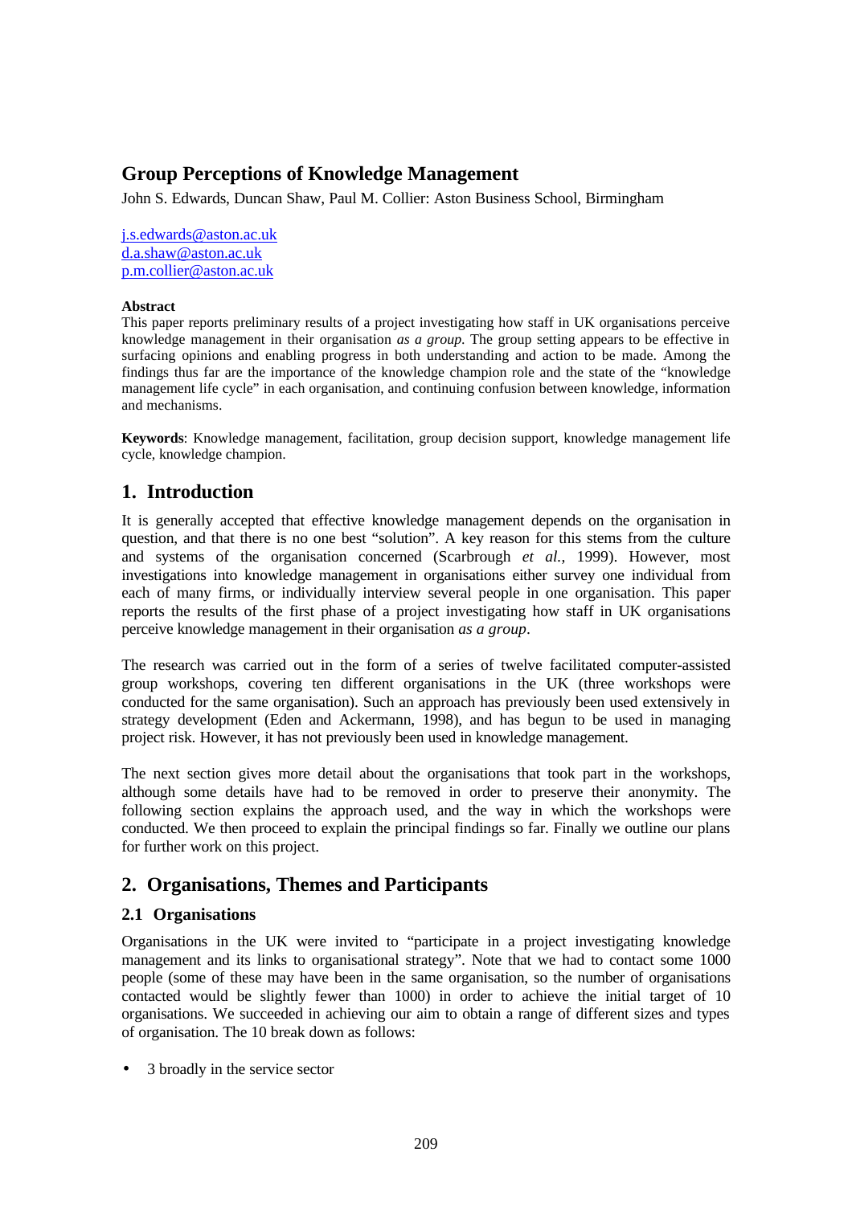# Group Perceptions of Knowledge Management

John S. Edwards, Duncan Shaw, Paul M. Collier: Aston Business School, Birmingham

j.s.edwards@aston.ac.uk
d.a.shaw@aston.ac.uk
p.m.collier@aston.ac.uk

**Abstract**

This paper reports preliminary results of a project investigating how staff in UK organisations perceive knowledge management in their organisation *as a group*. The group setting appears to be effective in surfacing opinions and enabling progress in both understanding and action to be made. Among the findings thus far are the importance of the knowledge champion role and the state of the "knowledge management life cycle" in each organisation, and continuing confusion between knowledge, information and mechanisms.

**Keywords**: Knowledge management, facilitation, group decision support, knowledge management life cycle, knowledge champion.

## 1. Introduction

It is generally accepted that effective knowledge management depends on the organisation in question, and that there is no one best "solution". A key reason for this stems from the culture and systems of the organisation concerned (Scarbrough *et al.*, 1999). However, most investigations into knowledge management in organisations either survey one individual from each of many firms, or individually interview several people in one organisation. This paper reports the results of the first phase of a project investigating how staff in UK organisations perceive knowledge management in their organisation *as a group*.

The research was carried out in the form of a series of twelve facilitated computer-assisted group workshops, covering ten different organisations in the UK (three workshops were conducted for the same organisation). Such an approach has previously been used extensively in strategy development (Eden and Ackermann, 1998), and has begun to be used in managing project risk. However, it has not previously been used in knowledge management.

The next section gives more detail about the organisations that took part in the workshops, although some details have had to be removed in order to preserve their anonymity. The following section explains the approach used, and the way in which the workshops were conducted. We then proceed to explain the principal findings so far. Finally we outline our plans for further work on this project.

## 2. Organisations, Themes and Participants

### 2.1 Organisations

Organisations in the UK were invited to "participate in a project investigating knowledge management and its links to organisational strategy". Note that we had to contact some 1000 people (some of these may have been in the same organisation, so the number of organisations contacted would be slightly fewer than 1000) in order to achieve the initial target of 10 organisations. We succeeded in achieving our aim to obtain a range of different sizes and types of organisation. The 10 break down as follows:

- 3 broadly in the service sector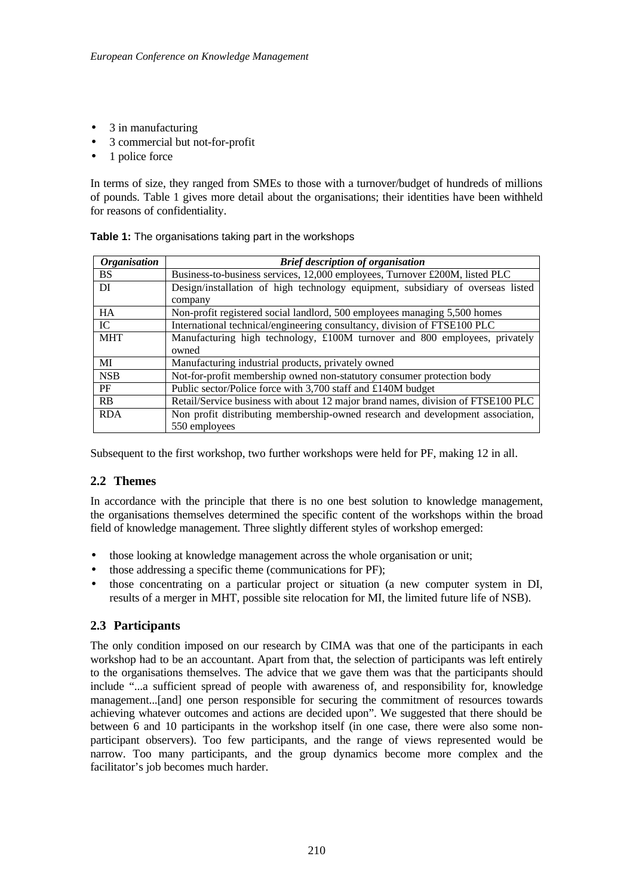- 3 in manufacturing
- 3 commercial but not-for-profit
- 1 police force

In terms of size, they ranged from SMEs to those with a turnover/budget of hundreds of millions of pounds. Table 1 gives more detail about the organisations; their identities have been withheld for reasons of confidentiality.

**Table 1:** The organisations taking part in the workshops

| *Organisation* | *Brief description of organisation* |
|---|---|
| BS | Business-to-business services, 12,000 employees, Turnover £200M, listed PLC |
| DI | Design/installation of high technology equipment, subsidiary of overseas listed company |
| HA | Non-profit registered social landlord, 500 employees managing 5,500 homes |
| IC | International technical/engineering consultancy, division of FTSE100 PLC |
| MHT | Manufacturing high technology, £100M turnover and 800 employees, privately owned |
| MI | Manufacturing industrial products, privately owned |
| NSB | Not-for-profit membership owned non-statutory consumer protection body |
| PF | Public sector/Police force with 3,700 staff and £140M budget |
| RB | Retail/Service business with about 12 major brand names, division of FTSE100 PLC |
| RDA | Non profit distributing membership-owned research and development association, 550 employees |

Subsequent to the first workshop, two further workshops were held for PF, making 12 in all.

## 2.2 Themes

In accordance with the principle that there is no one best solution to knowledge management, the organisations themselves determined the specific content of the workshops within the broad field of knowledge management. Three slightly different styles of workshop emerged:

- those looking at knowledge management across the whole organisation or unit;
- those addressing a specific theme (communications for PF);
- those concentrating on a particular project or situation (a new computer system in DI, results of a merger in MHT, possible site relocation for MI, the limited future life of NSB).

## 2.3 Participants

The only condition imposed on our research by CIMA was that one of the participants in each workshop had to be an accountant. Apart from that, the selection of participants was left entirely to the organisations themselves. The advice that we gave them was that the participants should include "...a sufficient spread of people with awareness of, and responsibility for, knowledge management...[and] one person responsible for securing the commitment of resources towards achieving whatever outcomes and actions are decided upon". We suggested that there should be between 6 and 10 participants in the workshop itself (in one case, there were also some non-participant observers). Too few participants, and the range of views represented would be narrow. Too many participants, and the group dynamics become more complex and the facilitator's job becomes much harder.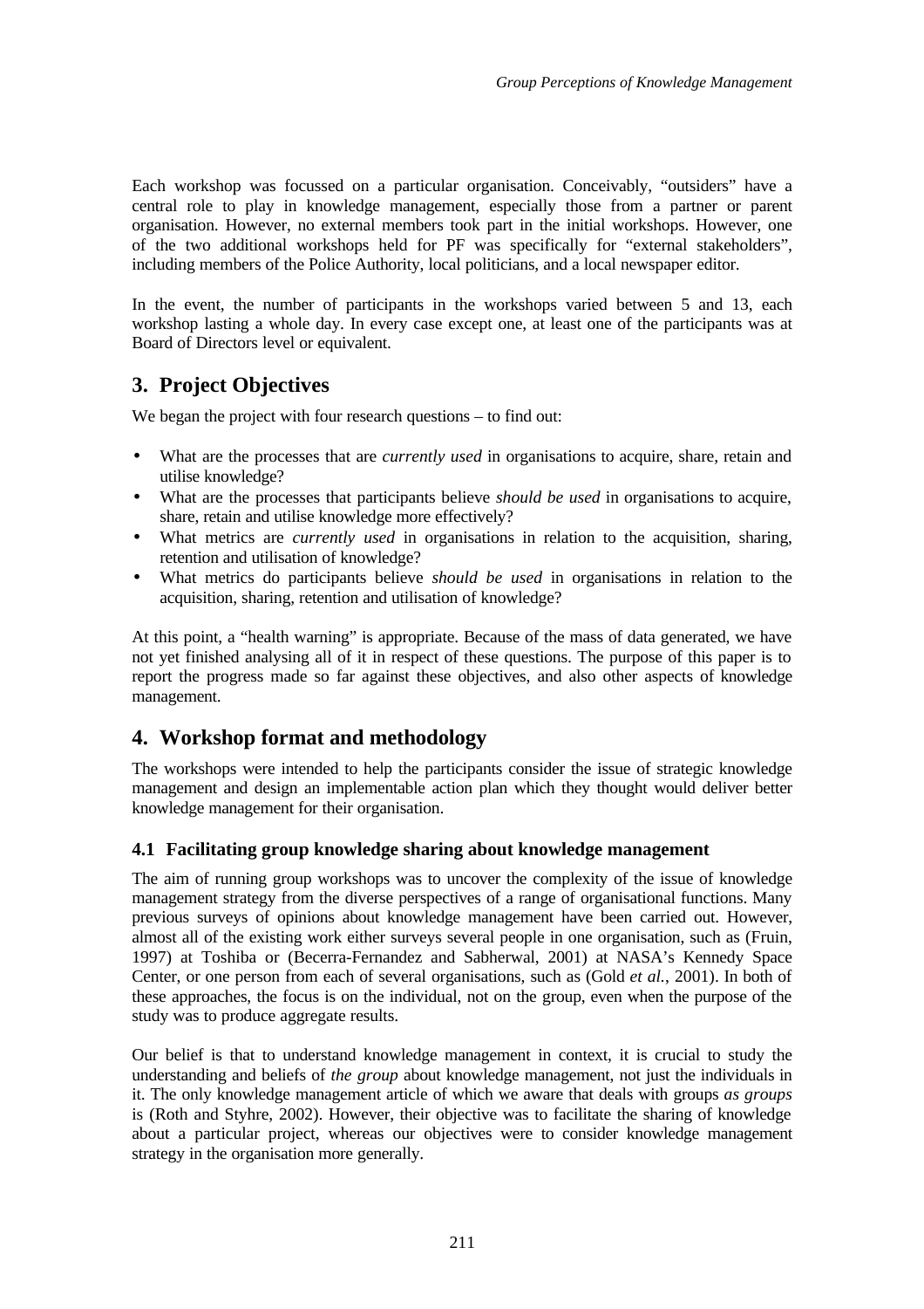Each workshop was focussed on a particular organisation. Conceivably, “outsiders” have a central role to play in knowledge management, especially those from a partner or parent organisation. However, no external members took part in the initial workshops. However, one of the two additional workshops held for PF was specifically for “external stakeholders”, including members of the Police Authority, local politicians, and a local newspaper editor.

In the event, the number of participants in the workshops varied between 5 and 13, each workshop lasting a whole day. In every case except one, at least one of the participants was at Board of Directors level or equivalent.

## 3. Project Objectives

We began the project with four research questions – to find out:

- What are the processes that are *currently used* in organisations to acquire, share, retain and utilise knowledge?
- What are the processes that participants believe *should be used* in organisations to acquire, share, retain and utilise knowledge more effectively?
- What metrics are *currently used* in organisations in relation to the acquisition, sharing, retention and utilisation of knowledge?
- What metrics do participants believe *should be used* in organisations in relation to the acquisition, sharing, retention and utilisation of knowledge?

At this point, a “health warning” is appropriate. Because of the mass of data generated, we have not yet finished analysing all of it in respect of these questions. The purpose of this paper is to report the progress made so far against these objectives, and also other aspects of knowledge management.

## 4. Workshop format and methodology

The workshops were intended to help the participants consider the issue of strategic knowledge management and design an implementable action plan which they thought would deliver better knowledge management for their organisation.

### 4.1 Facilitating group knowledge sharing about knowledge management

The aim of running group workshops was to uncover the complexity of the issue of knowledge management strategy from the diverse perspectives of a range of organisational functions. Many previous surveys of opinions about knowledge management have been carried out. However, almost all of the existing work either surveys several people in one organisation, such as (Fruin, 1997) at Toshiba or (Becerra-Fernandez and Sabherwal, 2001) at NASA’s Kennedy Space Center, or one person from each of several organisations, such as (Gold *et al.*, 2001). In both of these approaches, the focus is on the individual, not on the group, even when the purpose of the study was to produce aggregate results.

Our belief is that to understand knowledge management in context, it is crucial to study the understanding and beliefs of *the group* about knowledge management, not just the individuals in it. The only knowledge management article of which we aware that deals with groups *as groups* is (Roth and Styhre, 2002). However, their objective was to facilitate the sharing of knowledge about a particular project, whereas our objectives were to consider knowledge management strategy in the organisation more generally.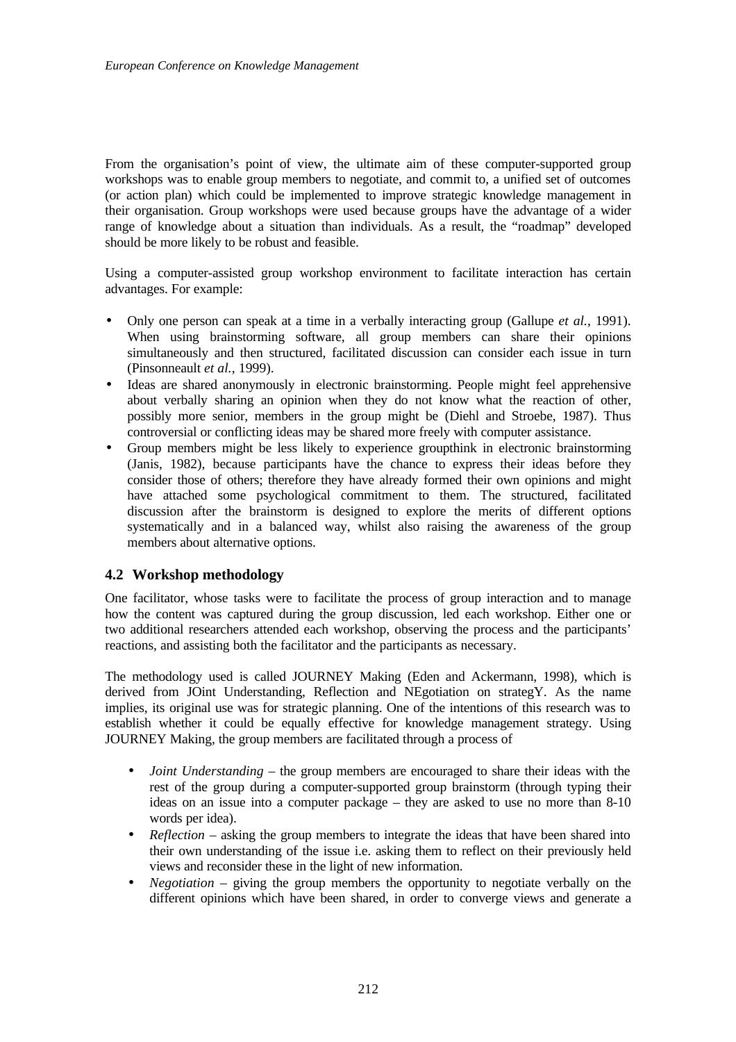From the organisation's point of view, the ultimate aim of these computer-supported group workshops was to enable group members to negotiate, and commit to, a unified set of outcomes (or action plan) which could be implemented to improve strategic knowledge management in their organisation. Group workshops were used because groups have the advantage of a wider range of knowledge about a situation than individuals. As a result, the "roadmap" developed should be more likely to be robust and feasible.

Using a computer-assisted group workshop environment to facilitate interaction has certain advantages. For example:

- Only one person can speak at a time in a verbally interacting group (Gallupe *et al.*, 1991). When using brainstorming software, all group members can share their opinions simultaneously and then structured, facilitated discussion can consider each issue in turn (Pinsonneault *et al.*, 1999).
- Ideas are shared anonymously in electronic brainstorming. People might feel apprehensive about verbally sharing an opinion when they do not know what the reaction of other, possibly more senior, members in the group might be (Diehl and Stroebe, 1987). Thus controversial or conflicting ideas may be shared more freely with computer assistance.
- Group members might be less likely to experience groupthink in electronic brainstorming (Janis, 1982), because participants have the chance to express their ideas before they consider those of others; therefore they have already formed their own opinions and might have attached some psychological commitment to them. The structured, facilitated discussion after the brainstorm is designed to explore the merits of different options systematically and in a balanced way, whilst also raising the awareness of the group members about alternative options.

### 4.2 Workshop methodology

One facilitator, whose tasks were to facilitate the process of group interaction and to manage how the content was captured during the group discussion, led each workshop. Either one or two additional researchers attended each workshop, observing the process and the participants' reactions, and assisting both the facilitator and the participants as necessary.

The methodology used is called JOURNEY Making (Eden and Ackermann, 1998), which is derived from JOint Understanding, Reflection and NEgotiation on strategY. As the name implies, its original use was for strategic planning. One of the intentions of this research was to establish whether it could be equally effective for knowledge management strategy. Using JOURNEY Making, the group members are facilitated through a process of

- *Joint Understanding* – the group members are encouraged to share their ideas with the rest of the group during a computer-supported group brainstorm (through typing their ideas on an issue into a computer package – they are asked to use no more than 8-10 words per idea).
- *Reflection* – asking the group members to integrate the ideas that have been shared into their own understanding of the issue i.e. asking them to reflect on their previously held views and reconsider these in the light of new information.
- *Negotiation* – giving the group members the opportunity to negotiate verbally on the different opinions which have been shared, in order to converge views and generate a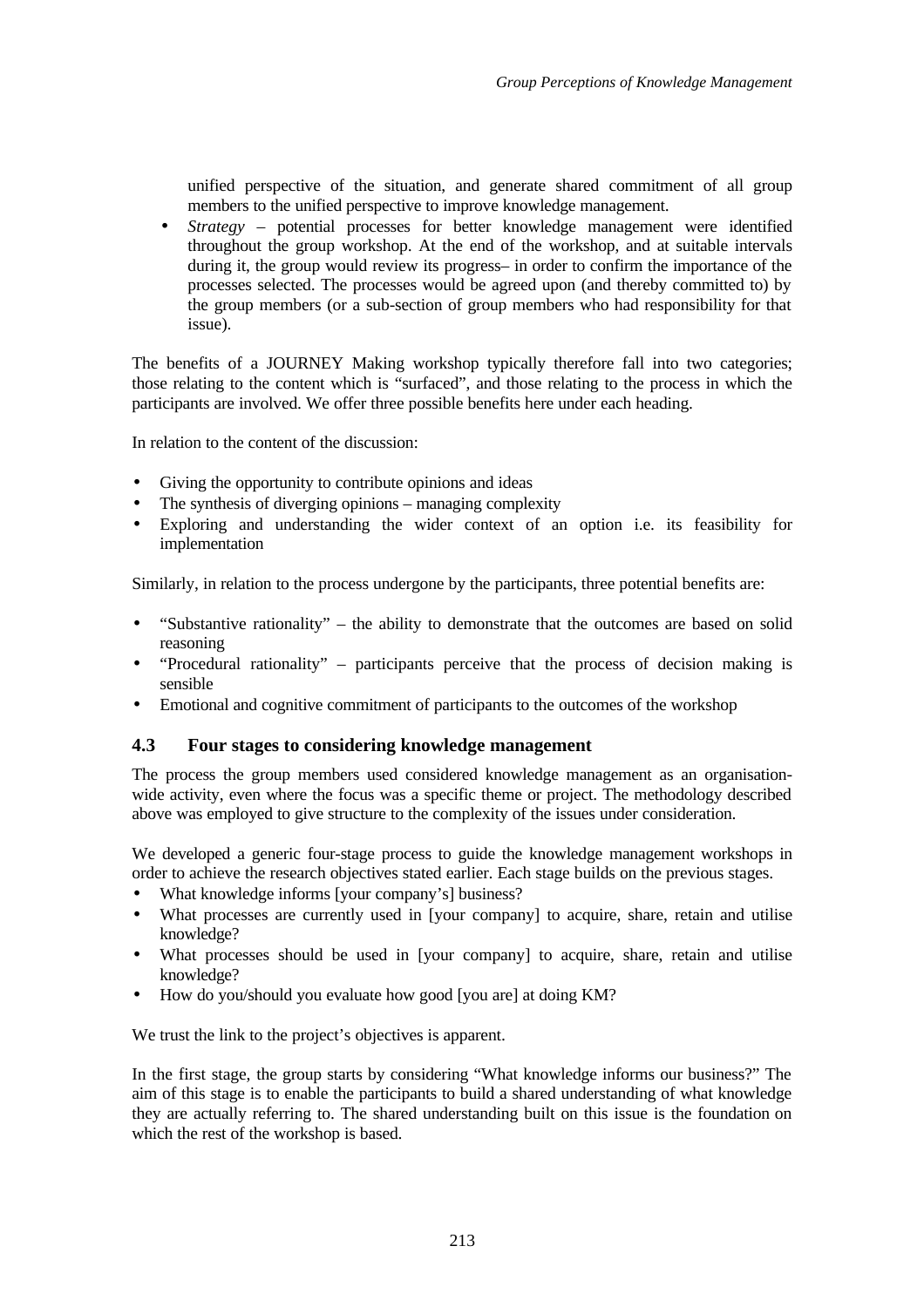unified perspective of the situation, and generate shared commitment of all group members to the unified perspective to improve knowledge management.

- *Strategy* – potential processes for better knowledge management were identified throughout the group workshop. At the end of the workshop, and at suitable intervals during it, the group would review its progress– in order to confirm the importance of the processes selected. The processes would be agreed upon (and thereby committed to) by the group members (or a sub-section of group members who had responsibility for that issue).

The benefits of a JOURNEY Making workshop typically therefore fall into two categories; those relating to the content which is "surfaced", and those relating to the process in which the participants are involved. We offer three possible benefits here under each heading.

In relation to the content of the discussion:

- Giving the opportunity to contribute opinions and ideas
- The synthesis of diverging opinions – managing complexity
- Exploring and understanding the wider context of an option i.e. its feasibility for implementation

Similarly, in relation to the process undergone by the participants, three potential benefits are:

- "Substantive rationality" – the ability to demonstrate that the outcomes are based on solid reasoning
- "Procedural rationality" – participants perceive that the process of decision making is sensible
- Emotional and cognitive commitment of participants to the outcomes of the workshop

## 4.3 Four stages to considering knowledge management

The process the group members used considered knowledge management as an organisation-wide activity, even where the focus was a specific theme or project. The methodology described above was employed to give structure to the complexity of the issues under consideration.

We developed a generic four-stage process to guide the knowledge management workshops in order to achieve the research objectives stated earlier. Each stage builds on the previous stages.

- What knowledge informs [your company's] business?
- What processes are currently used in [your company] to acquire, share, retain and utilise knowledge?
- What processes should be used in [your company] to acquire, share, retain and utilise knowledge?
- How do you/should you evaluate how good [you are] at doing KM?

We trust the link to the project's objectives is apparent.

In the first stage, the group starts by considering "What knowledge informs our business?" The aim of this stage is to enable the participants to build a shared understanding of what knowledge they are actually referring to. The shared understanding built on this issue is the foundation on which the rest of the workshop is based.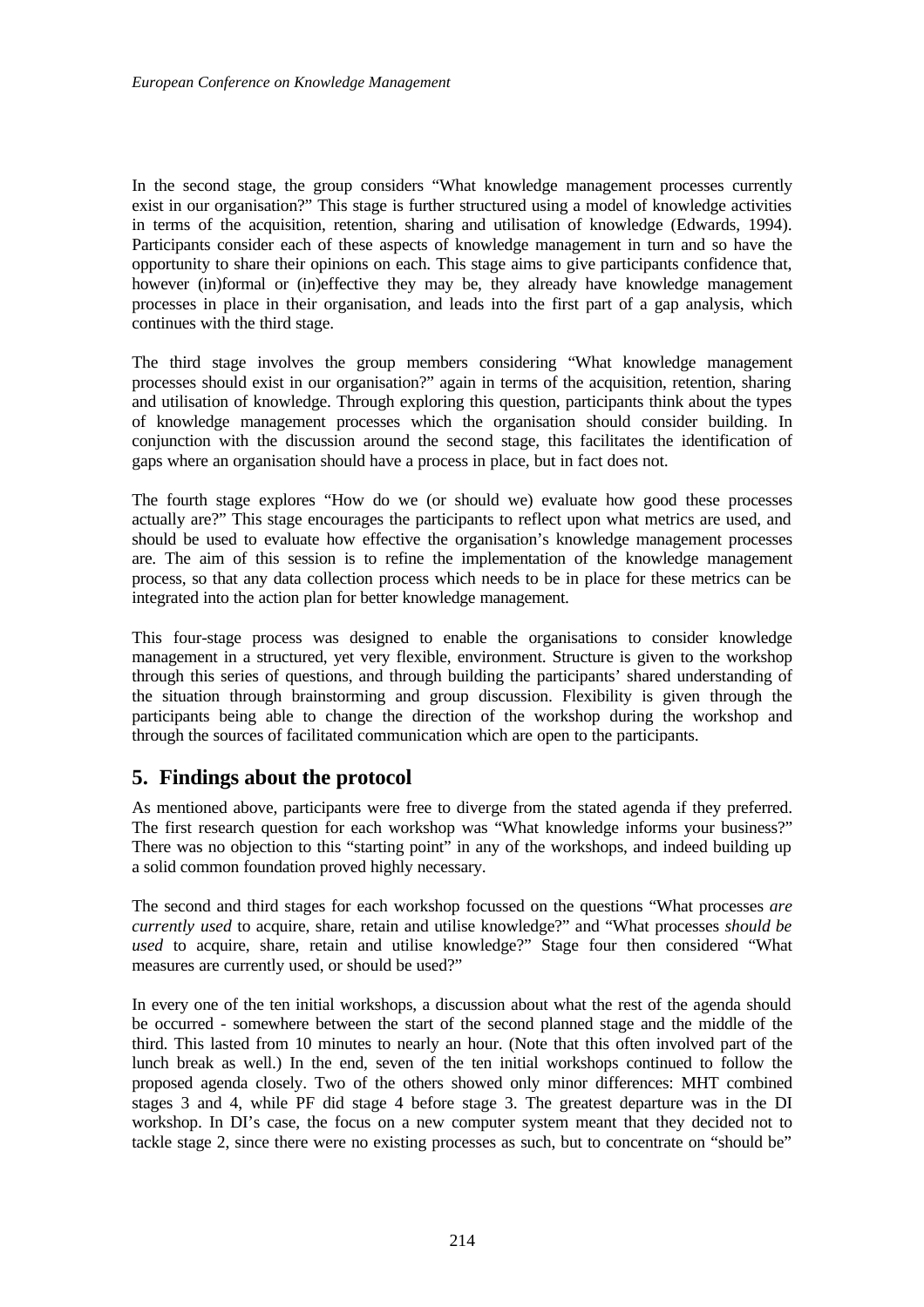In the second stage, the group considers "What knowledge management processes currently exist in our organisation?" This stage is further structured using a model of knowledge activities in terms of the acquisition, retention, sharing and utilisation of knowledge (Edwards, 1994). Participants consider each of these aspects of knowledge management in turn and so have the opportunity to share their opinions on each. This stage aims to give participants confidence that, however (in)formal or (in)effective they may be, they already have knowledge management processes in place in their organisation, and leads into the first part of a gap analysis, which continues with the third stage.

The third stage involves the group members considering "What knowledge management processes should exist in our organisation?" again in terms of the acquisition, retention, sharing and utilisation of knowledge. Through exploring this question, participants think about the types of knowledge management processes which the organisation should consider building. In conjunction with the discussion around the second stage, this facilitates the identification of gaps where an organisation should have a process in place, but in fact does not.

The fourth stage explores "How do we (or should we) evaluate how good these processes actually are?" This stage encourages the participants to reflect upon what metrics are used, and should be used to evaluate how effective the organisation's knowledge management processes are. The aim of this session is to refine the implementation of the knowledge management process, so that any data collection process which needs to be in place for these metrics can be integrated into the action plan for better knowledge management.

This four-stage process was designed to enable the organisations to consider knowledge management in a structured, yet very flexible, environment. Structure is given to the workshop through this series of questions, and through building the participants' shared understanding of the situation through brainstorming and group discussion. Flexibility is given through the participants being able to change the direction of the workshop during the workshop and through the sources of facilitated communication which are open to the participants.

## 5. Findings about the protocol

As mentioned above, participants were free to diverge from the stated agenda if they preferred. The first research question for each workshop was "What knowledge informs your business?" There was no objection to this "starting point" in any of the workshops, and indeed building up a solid common foundation proved highly necessary.

The second and third stages for each workshop focussed on the questions "What processes *are currently used* to acquire, share, retain and utilise knowledge?" and "What processes *should be used* to acquire, share, retain and utilise knowledge?" Stage four then considered "What measures are currently used, or should be used?"

In every one of the ten initial workshops, a discussion about what the rest of the agenda should be occurred - somewhere between the start of the second planned stage and the middle of the third. This lasted from 10 minutes to nearly an hour. (Note that this often involved part of the lunch break as well.) In the end, seven of the ten initial workshops continued to follow the proposed agenda closely. Two of the others showed only minor differences: MHT combined stages 3 and 4, while PF did stage 4 before stage 3. The greatest departure was in the DI workshop. In DI's case, the focus on a new computer system meant that they decided not to tackle stage 2, since there were no existing processes as such, but to concentrate on "should be"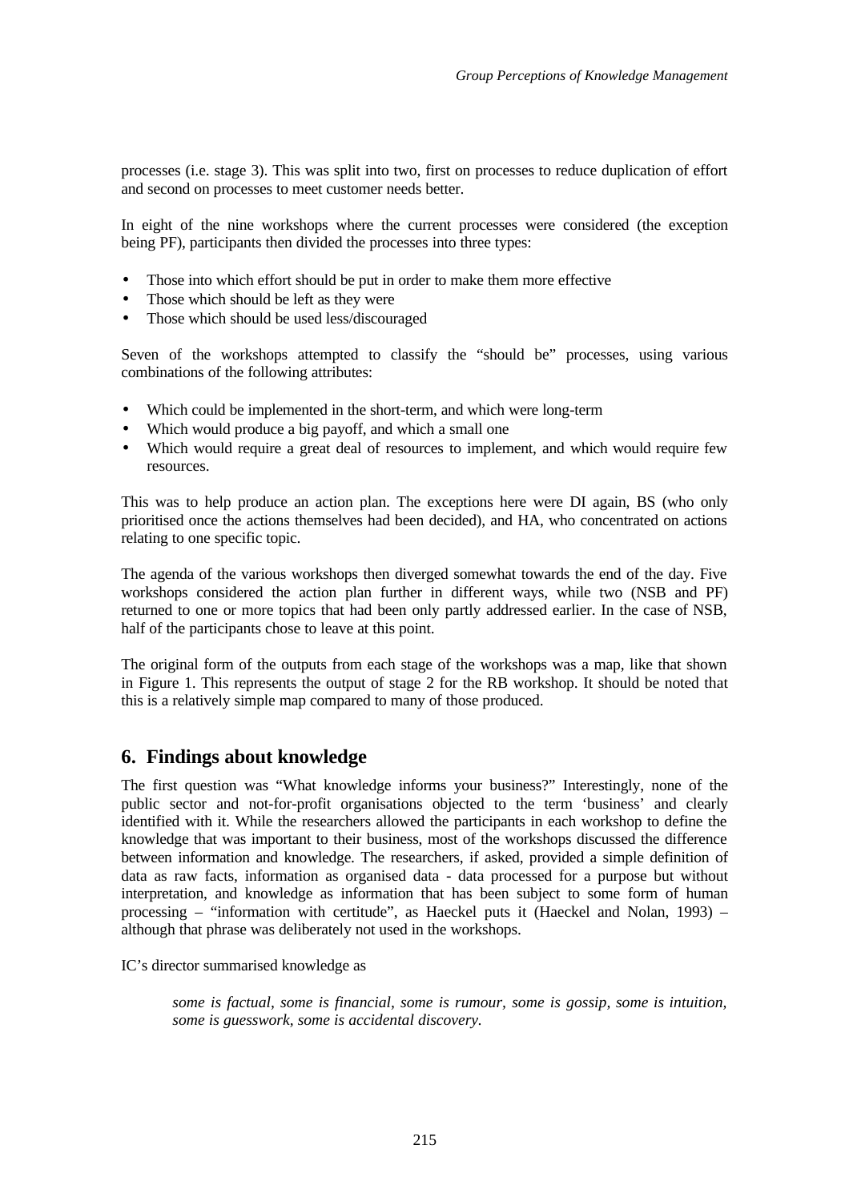processes (i.e. stage 3). This was split into two, first on processes to reduce duplication of effort and second on processes to meet customer needs better.

In eight of the nine workshops where the current processes were considered (the exception being PF), participants then divided the processes into three types:

- Those into which effort should be put in order to make them more effective
- Those which should be left as they were
- Those which should be used less/discouraged

Seven of the workshops attempted to classify the "should be" processes, using various combinations of the following attributes:

- Which could be implemented in the short-term, and which were long-term
- Which would produce a big payoff, and which a small one
- Which would require a great deal of resources to implement, and which would require few resources.

This was to help produce an action plan. The exceptions here were DI again, BS (who only prioritised once the actions themselves had been decided), and HA, who concentrated on actions relating to one specific topic.

The agenda of the various workshops then diverged somewhat towards the end of the day. Five workshops considered the action plan further in different ways, while two (NSB and PF) returned to one or more topics that had been only partly addressed earlier. In the case of NSB, half of the participants chose to leave at this point.

The original form of the outputs from each stage of the workshops was a map, like that shown in Figure 1. This represents the output of stage 2 for the RB workshop. It should be noted that this is a relatively simple map compared to many of those produced.

## 6. Findings about knowledge

The first question was "What knowledge informs your business?" Interestingly, none of the public sector and not-for-profit organisations objected to the term 'business' and clearly identified with it. While the researchers allowed the participants in each workshop to define the knowledge that was important to their business, most of the workshops discussed the difference between information and knowledge. The researchers, if asked, provided a simple definition of data as raw facts, information as organised data - data processed for a purpose but without interpretation, and knowledge as information that has been subject to some form of human processing – "information with certitude", as Haeckel puts it (Haeckel and Nolan, 1993) – although that phrase was deliberately not used in the workshops.

IC's director summarised knowledge as

> *some is factual, some is financial, some is rumour, some is gossip, some is intuition, some is guesswork, some is accidental discovery.*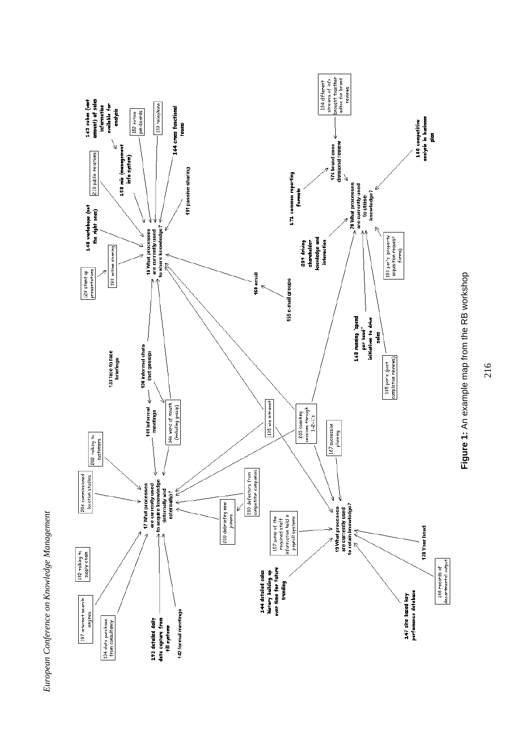- 17 What processes are currently used to acquire knowledge (internally and externally)?
- 18 What processes are currently used to share knowledge?
- 19 What processes are currently used to retain knowledge?
- 20 What processes are currently used to utilise knowledge?
- 127 stand up presentations
- 130 informal chats (not gossip)
- 133 face to face briefings
- 134 data purchase from consultancy
- 135 via intranet
- 139 telephone
- 141 informal meetings
- 142 formal meetings
- 143 cubes (vast amount) of sales information available for analysis
- 144 detailed sales history building up over time for future trending
- 146 word of mouth (including gossip)
- 147 site based key performance database
- 148 workshops (not the right ones)
- 152 notice pin-boards
- 155 e-mail groups
- 157 some of the required staff information held in payroll systems
- 158 mis (management info system)
- 160 email
- 164 cross functional teams
- 166 records of departmental output
- 167 succession planning
- 168 running 'spend per head' initiatives to drive sales
- 171 common reporting formats
- 175 brand exec divisional review
- 178 Your head
- 180 competitive analysis in business plan
- 183 par's (property acquisition request forms)
- 184 different streams of info brought together adhoc for brand reviews
- 185 pcr's (post completion reviews)
- 190 active sharing
- 191 passive sharing
- 192 talking to supply chain
- 193 detailed daily data capture from till systems
- 197 internet search engines
- 200 debriefing new joiners
- 202 talking to customers
- 203 coaching sessions through 1-2-1's
- 204 commissioned location studies
- 208 defectors from competitor companies
- 209 driving shareholder knowledge and interaction
- 210 public relations

**Figure 1:** An example map from the RB workshop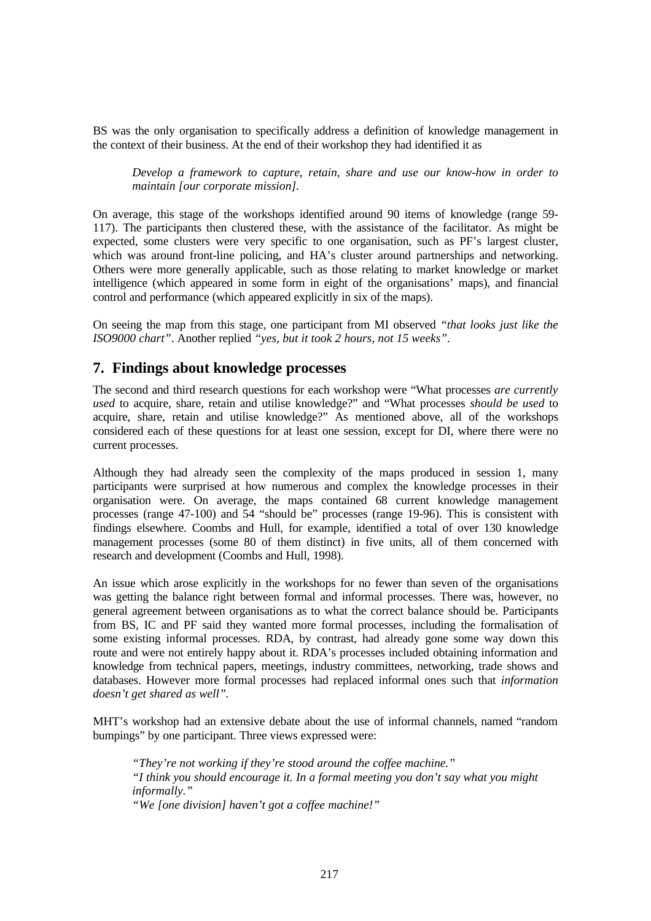BS was the only organisation to specifically address a definition of knowledge management in the context of their business. At the end of their workshop they had identified it as

> *Develop a framework to capture, retain, share and use our know-how in order to maintain [our corporate mission].*

On average, this stage of the workshops identified around 90 items of knowledge (range 59-117). The participants then clustered these, with the assistance of the facilitator. As might be expected, some clusters were very specific to one organisation, such as PF's largest cluster, which was around front-line policing, and HA's cluster around partnerships and networking. Others were more generally applicable, such as those relating to market knowledge or market intelligence (which appeared in some form in eight of the organisations' maps), and financial control and performance (which appeared explicitly in six of the maps).

On seeing the map from this stage, one participant from MI observed *"that looks just like the ISO9000 chart"*. Another replied *"yes, but it took 2 hours, not 15 weeks"*.

## 7. Findings about knowledge processes

The second and third research questions for each workshop were "What processes *are currently used* to acquire, share, retain and utilise knowledge?" and "What processes *should be used* to acquire, share, retain and utilise knowledge?" As mentioned above, all of the workshops considered each of these questions for at least one session, except for DI, where there were no current processes.

Although they had already seen the complexity of the maps produced in session 1, many participants were surprised at how numerous and complex the knowledge processes in their organisation were. On average, the maps contained 68 current knowledge management processes (range 47-100) and 54 "should be" processes (range 19-96). This is consistent with findings elsewhere. Coombs and Hull, for example, identified a total of over 130 knowledge management processes (some 80 of them distinct) in five units, all of them concerned with research and development (Coombs and Hull, 1998).

An issue which arose explicitly in the workshops for no fewer than seven of the organisations was getting the balance right between formal and informal processes. There was, however, no general agreement between organisations as to what the correct balance should be. Participants from BS, IC and PF said they wanted more formal processes, including the formalisation of some existing informal processes. RDA, by contrast, had already gone some way down this route and were not entirely happy about it. RDA's processes included obtaining information and knowledge from technical papers, meetings, industry committees, networking, trade shows and databases. However more formal processes had replaced informal ones such that *information doesn't get shared as well"*.

MHT's workshop had an extensive debate about the use of informal channels, named "random bumpings" by one participant. Three views expressed were:

> *"They're not working if they're stood around the coffee machine."*
> *"I think you should encourage it. In a formal meeting you don't say what you might informally."*
> *"We [one division] haven't got a coffee machine!"*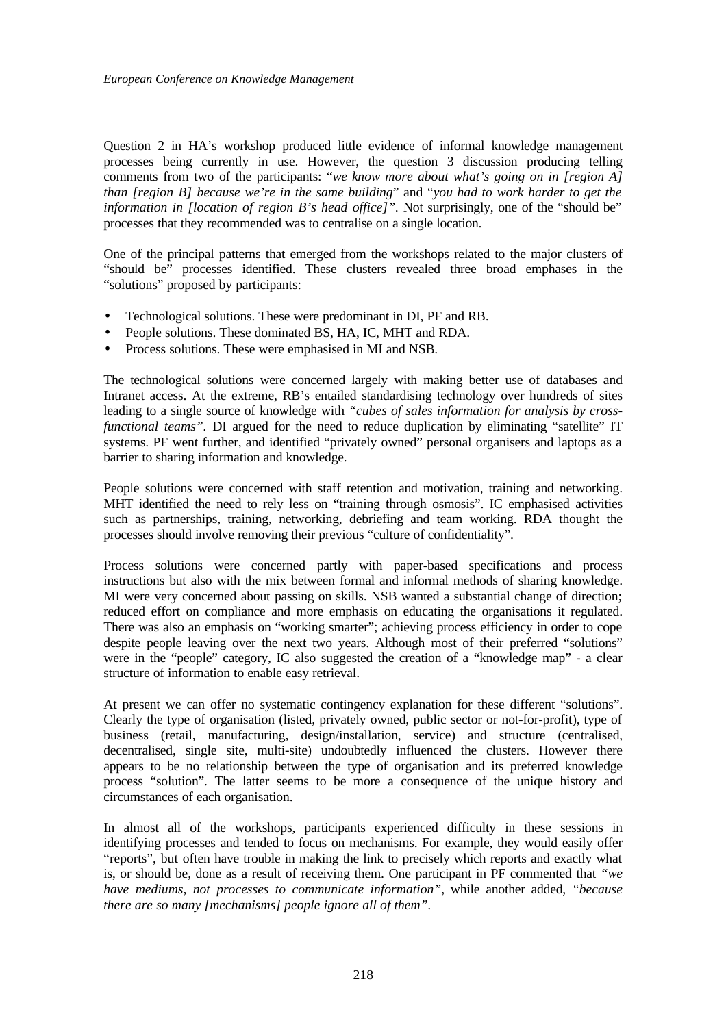Question 2 in HA's workshop produced little evidence of informal knowledge management processes being currently in use. However, the question 3 discussion producing telling comments from two of the participants: "*we know more about what's going on in [region A] than [region B] because we're in the same building*" and "*you had to work harder to get the information in [location of region B's head office]"*. Not surprisingly, one of the "should be" processes that they recommended was to centralise on a single location.

One of the principal patterns that emerged from the workshops related to the major clusters of "should be" processes identified. These clusters revealed three broad emphases in the "solutions" proposed by participants:

- Technological solutions. These were predominant in DI, PF and RB.
- People solutions. These dominated BS, HA, IC, MHT and RDA.
- Process solutions. These were emphasised in MI and NSB.

The technological solutions were concerned largely with making better use of databases and Intranet access. At the extreme, RB's entailed standardising technology over hundreds of sites leading to a single source of knowledge with *"cubes of sales information for analysis by cross-functional teams"*. DI argued for the need to reduce duplication by eliminating "satellite" IT systems. PF went further, and identified "privately owned" personal organisers and laptops as a barrier to sharing information and knowledge.

People solutions were concerned with staff retention and motivation, training and networking. MHT identified the need to rely less on "training through osmosis". IC emphasised activities such as partnerships, training, networking, debriefing and team working. RDA thought the processes should involve removing their previous "culture of confidentiality".

Process solutions were concerned partly with paper-based specifications and process instructions but also with the mix between formal and informal methods of sharing knowledge. MI were very concerned about passing on skills. NSB wanted a substantial change of direction; reduced effort on compliance and more emphasis on educating the organisations it regulated. There was also an emphasis on "working smarter"; achieving process efficiency in order to cope despite people leaving over the next two years. Although most of their preferred "solutions" were in the "people" category, IC also suggested the creation of a "knowledge map" - a clear structure of information to enable easy retrieval.

At present we can offer no systematic contingency explanation for these different "solutions". Clearly the type of organisation (listed, privately owned, public sector or not-for-profit), type of business (retail, manufacturing, design/installation, service) and structure (centralised, decentralised, single site, multi-site) undoubtedly influenced the clusters. However there appears to be no relationship between the type of organisation and its preferred knowledge process "solution". The latter seems to be more a consequence of the unique history and circumstances of each organisation.

In almost all of the workshops, participants experienced difficulty in these sessions in identifying processes and tended to focus on mechanisms. For example, they would easily offer "reports", but often have trouble in making the link to precisely which reports and exactly what is, or should be, done as a result of receiving them. One participant in PF commented that *"we have mediums, not processes to communicate information"*, while another added, *"because there are so many [mechanisms] people ignore all of them"*.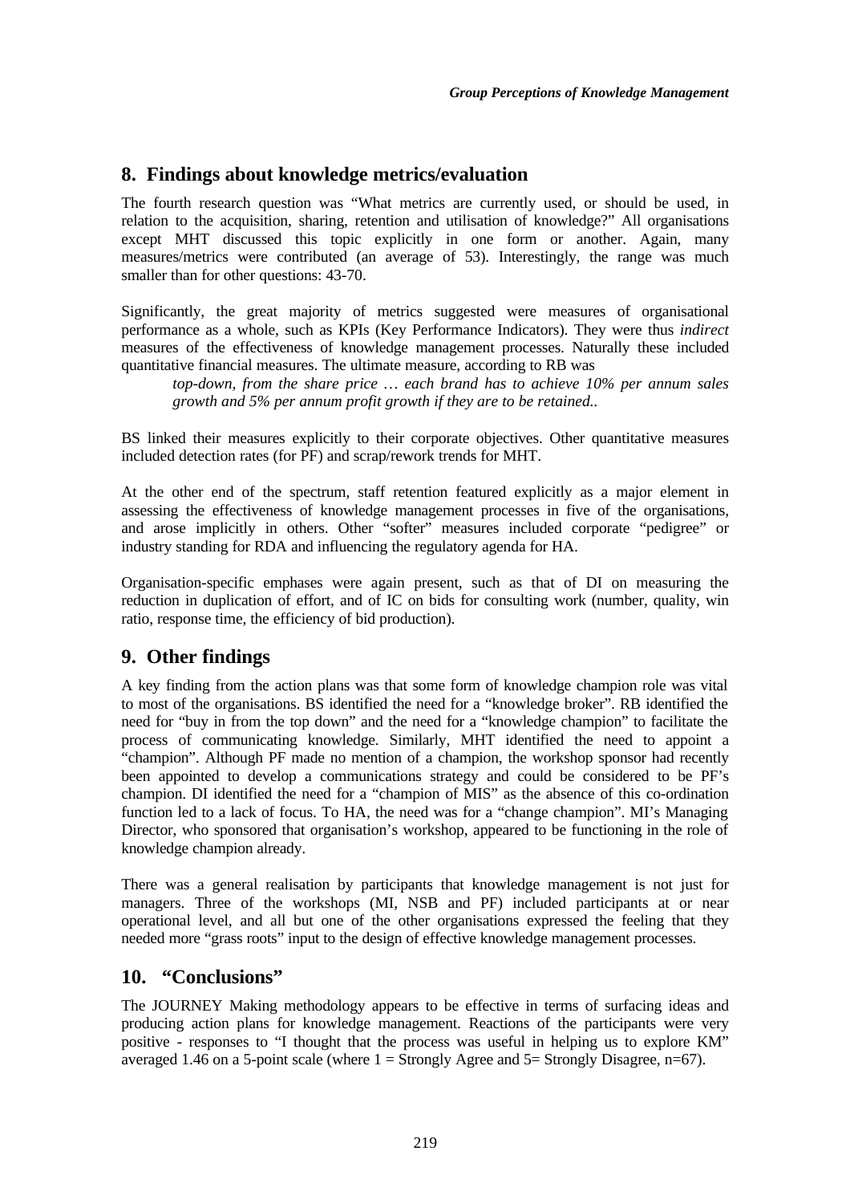## 8. Findings about knowledge metrics/evaluation

The fourth research question was "What metrics are currently used, or should be used, in relation to the acquisition, sharing, retention and utilisation of knowledge?" All organisations except MHT discussed this topic explicitly in one form or another. Again, many measures/metrics were contributed (an average of 53). Interestingly, the range was much smaller than for other questions: 43-70.

Significantly, the great majority of metrics suggested were measures of organisational performance as a whole, such as KPIs (Key Performance Indicators). They were thus *indirect* measures of the effectiveness of knowledge management processes. Naturally these included quantitative financial measures. The ultimate measure, according to RB was

> *top-down, from the share price … each brand has to achieve 10% per annum sales growth and 5% per annum profit growth if they are to be retained..*

BS linked their measures explicitly to their corporate objectives. Other quantitative measures included detection rates (for PF) and scrap/rework trends for MHT.

At the other end of the spectrum, staff retention featured explicitly as a major element in assessing the effectiveness of knowledge management processes in five of the organisations, and arose implicitly in others. Other "softer" measures included corporate "pedigree" or industry standing for RDA and influencing the regulatory agenda for HA.

Organisation-specific emphases were again present, such as that of DI on measuring the reduction in duplication of effort, and of IC on bids for consulting work (number, quality, win ratio, response time, the efficiency of bid production).

## 9. Other findings

A key finding from the action plans was that some form of knowledge champion role was vital to most of the organisations. BS identified the need for a "knowledge broker". RB identified the need for "buy in from the top down" and the need for a "knowledge champion" to facilitate the process of communicating knowledge. Similarly, MHT identified the need to appoint a "champion". Although PF made no mention of a champion, the workshop sponsor had recently been appointed to develop a communications strategy and could be considered to be PF's champion. DI identified the need for a "champion of MIS" as the absence of this co-ordination function led to a lack of focus. To HA, the need was for a "change champion". MI's Managing Director, who sponsored that organisation's workshop, appeared to be functioning in the role of knowledge champion already.

There was a general realisation by participants that knowledge management is not just for managers. Three of the workshops (MI, NSB and PF) included participants at or near operational level, and all but one of the other organisations expressed the feeling that they needed more "grass roots" input to the design of effective knowledge management processes.

## 10. "Conclusions"

The JOURNEY Making methodology appears to be effective in terms of surfacing ideas and producing action plans for knowledge management. Reactions of the participants were very positive - responses to "I thought that the process was useful in helping us to explore KM" averaged 1.46 on a 5-point scale (where 1 = Strongly Agree and 5= Strongly Disagree, n=67).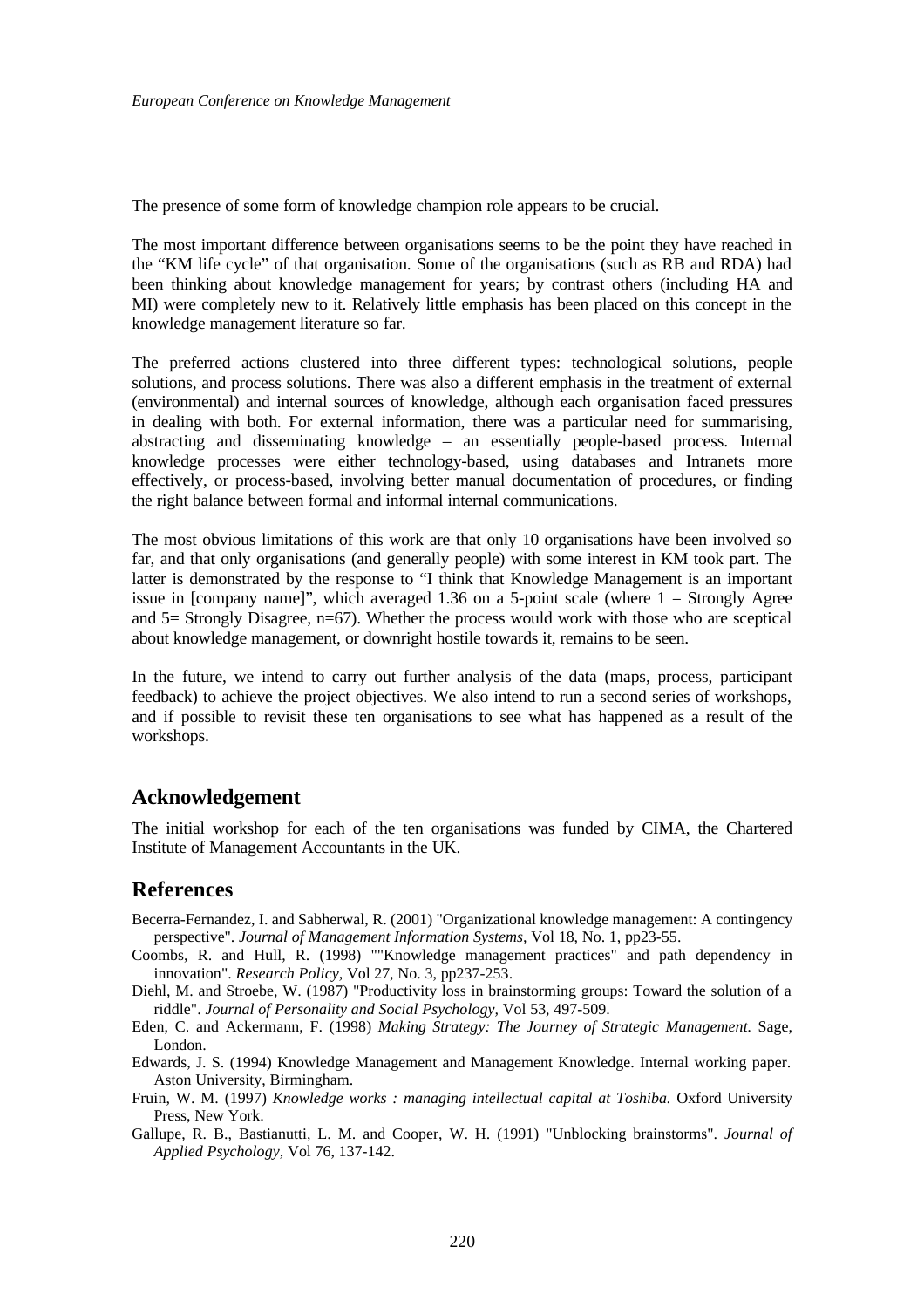The presence of some form of knowledge champion role appears to be crucial.

The most important difference between organisations seems to be the point they have reached in the “KM life cycle” of that organisation. Some of the organisations (such as RB and RDA) had been thinking about knowledge management for years; by contrast others (including HA and MI) were completely new to it. Relatively little emphasis has been placed on this concept in the knowledge management literature so far.

The preferred actions clustered into three different types: technological solutions, people solutions, and process solutions. There was also a different emphasis in the treatment of external (environmental) and internal sources of knowledge, although each organisation faced pressures in dealing with both. For external information, there was a particular need for summarising, abstracting and disseminating knowledge – an essentially people-based process. Internal knowledge processes were either technology-based, using databases and Intranets more effectively, or process-based, involving better manual documentation of procedures, or finding the right balance between formal and informal internal communications.

The most obvious limitations of this work are that only 10 organisations have been involved so far, and that only organisations (and generally people) with some interest in KM took part. The latter is demonstrated by the response to “I think that Knowledge Management is an important issue in [company name]”, which averaged 1.36 on a 5-point scale (where 1 = Strongly Agree and 5= Strongly Disagree, n=67). Whether the process would work with those who are sceptical about knowledge management, or downright hostile towards it, remains to be seen.

In the future, we intend to carry out further analysis of the data (maps, process, participant feedback) to achieve the project objectives. We also intend to run a second series of workshops, and if possible to revisit these ten organisations to see what has happened as a result of the workshops.

## Acknowledgement

The initial workshop for each of the ten organisations was funded by CIMA, the Chartered Institute of Management Accountants in the UK.

## References

Becerra-Fernandez, I. and Sabherwal, R. (2001) "Organizational knowledge management: A contingency perspective". *Journal of Management Information Systems*, Vol 18, No. 1, pp23-55.

Coombs, R. and Hull, R. (1998) ""Knowledge management practices" and path dependency in innovation". *Research Policy*, Vol 27, No. 3, pp237-253.

Diehl, M. and Stroebe, W. (1987) "Productivity loss in brainstorming groups: Toward the solution of a riddle". *Journal of Personality and Social Psychology*, Vol 53, 497-509.

Eden, C. and Ackermann, F. (1998) *Making Strategy: The Journey of Strategic Management.* Sage, London.

Edwards, J. S. (1994) Knowledge Management and Management Knowledge. Internal working paper. Aston University, Birmingham.

Fruin, W. M. (1997) *Knowledge works : managing intellectual capital at Toshiba.* Oxford University Press, New York.

Gallupe, R. B., Bastianutti, L. M. and Cooper, W. H. (1991) "Unblocking brainstorms". *Journal of Applied Psychology*, Vol 76, 137-142.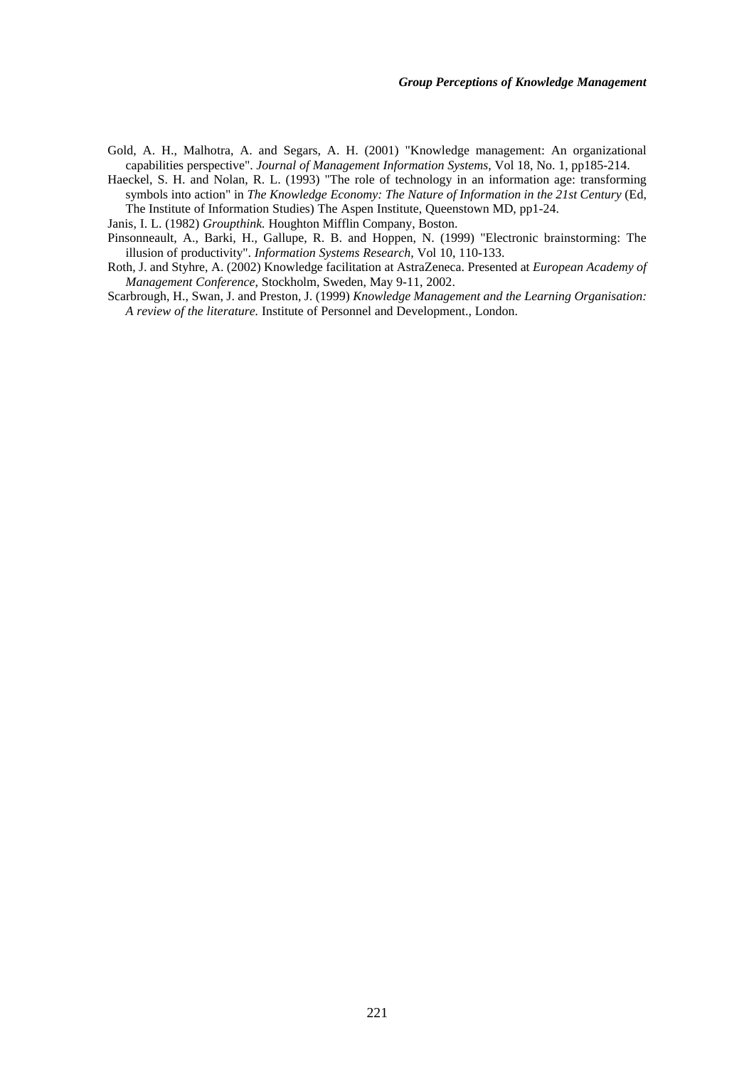Gold, A. H., Malhotra, A. and Segars, A. H. (2001) "Knowledge management: An organizational capabilities perspective". *Journal of Management Information Systems*, Vol 18, No. 1, pp185-214.

Haeckel, S. H. and Nolan, R. L. (1993) "The role of technology in an information age: transforming symbols into action" in *The Knowledge Economy: The Nature of Information in the 21st Century* (Ed, The Institute of Information Studies) The Aspen Institute, Queenstown MD, pp1-24.

Janis, I. L. (1982) *Groupthink.* Houghton Mifflin Company, Boston.

Pinsonneault, A., Barki, H., Gallupe, R. B. and Hoppen, N. (1999) "Electronic brainstorming: The illusion of productivity". *Information Systems Research*, Vol 10, 110-133.

Roth, J. and Styhre, A. (2002) Knowledge facilitation at AstraZeneca. Presented at *European Academy of Management Conference*, Stockholm, Sweden, May 9-11, 2002.

Scarbrough, H., Swan, J. and Preston, J. (1999) *Knowledge Management and the Learning Organisation: A review of the literature.* Institute of Personnel and Development., London.